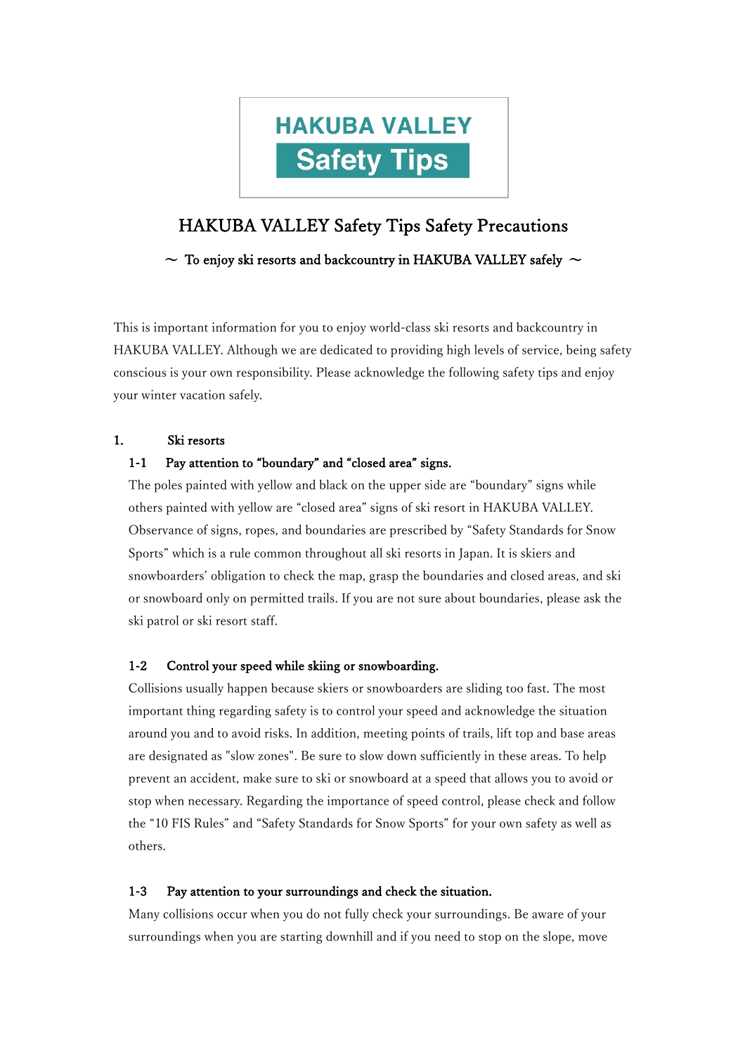**HAKUBA VALLEY**
**Safety Tips**

# HAKUBA VALLEY Safety Tips Safety Precautions

～ To enjoy ski resorts and backcountry in HAKUBA VALLEY safely ～

This is important information for you to enjoy world-class ski resorts and backcountry in HAKUBA VALLEY. Although we are dedicated to providing high levels of service, being safety conscious is your own responsibility. Please acknowledge the following safety tips and enjoy your winter vacation safely.

## 1. Ski resorts

### 1-1 Pay attention to "boundary" and "closed area" signs.

The poles painted with yellow and black on the upper side are "boundary" signs while others painted with yellow are "closed area" signs of ski resort in HAKUBA VALLEY. Observance of signs, ropes, and boundaries are prescribed by "Safety Standards for Snow Sports" which is a rule common throughout all ski resorts in Japan. It is skiers and snowboarders' obligation to check the map, grasp the boundaries and closed areas, and ski or snowboard only on permitted trails. If you are not sure about boundaries, please ask the ski patrol or ski resort staff.

### 1-2 Control your speed while skiing or snowboarding.

Collisions usually happen because skiers or snowboarders are sliding too fast. The most important thing regarding safety is to control your speed and acknowledge the situation around you and to avoid risks. In addition, meeting points of trails, lift top and base areas are designated as "slow zones". Be sure to slow down sufficiently in these areas. To help prevent an accident, make sure to ski or snowboard at a speed that allows you to avoid or stop when necessary. Regarding the importance of speed control, please check and follow the "10 FIS Rules" and "Safety Standards for Snow Sports" for your own safety as well as others.

### 1-3 Pay attention to your surroundings and check the situation.

Many collisions occur when you do not fully check your surroundings. Be aware of your surroundings when you are starting downhill and if you need to stop on the slope, move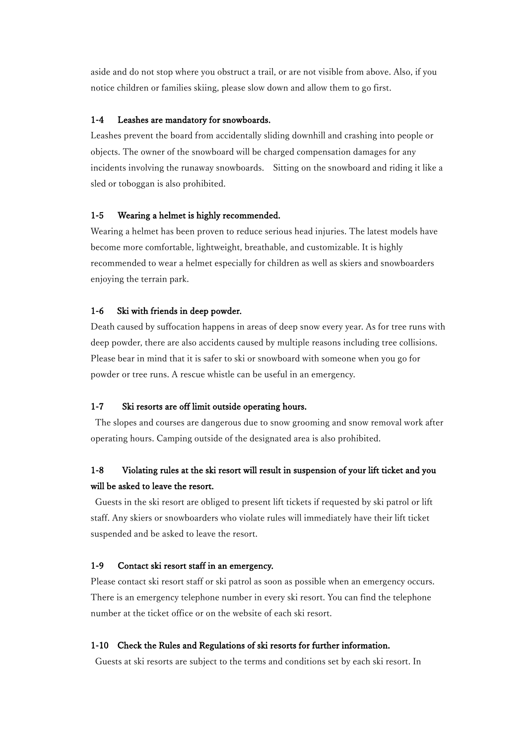aside and do not stop where you obstruct a trail, or are not visible from above. Also, if you notice children or families skiing, please slow down and allow them to go first.

### 1-4 Leashes are mandatory for snowboards.

Leashes prevent the board from accidentally sliding downhill and crashing into people or objects. The owner of the snowboard will be charged compensation damages for any incidents involving the runaway snowboards. Sitting on the snowboard and riding it like a sled or toboggan is also prohibited.

### 1-5 Wearing a helmet is highly recommended.

Wearing a helmet has been proven to reduce serious head injuries. The latest models have become more comfortable, lightweight, breathable, and customizable. It is highly recommended to wear a helmet especially for children as well as skiers and snowboarders enjoying the terrain park.

### 1-6 Ski with friends in deep powder.

Death caused by suffocation happens in areas of deep snow every year. As for tree runs with deep powder, there are also accidents caused by multiple reasons including tree collisions. Please bear in mind that it is safer to ski or snowboard with someone when you go for powder or tree runs. A rescue whistle can be useful in an emergency.

### 1-7 Ski resorts are off limit outside operating hours.

The slopes and courses are dangerous due to snow grooming and snow removal work after operating hours. Camping outside of the designated area is also prohibited.

### 1-8 Violating rules at the ski resort will result in suspension of your lift ticket and you will be asked to leave the resort.

Guests in the ski resort are obliged to present lift tickets if requested by ski patrol or lift staff. Any skiers or snowboarders who violate rules will immediately have their lift ticket suspended and be asked to leave the resort.

### 1-9 Contact ski resort staff in an emergency.

Please contact ski resort staff or ski patrol as soon as possible when an emergency occurs. There is an emergency telephone number in every ski resort. You can find the telephone number at the ticket office or on the website of each ski resort.

### 1-10 Check the Rules and Regulations of ski resorts for further information.

Guests at ski resorts are subject to the terms and conditions set by each ski resort. In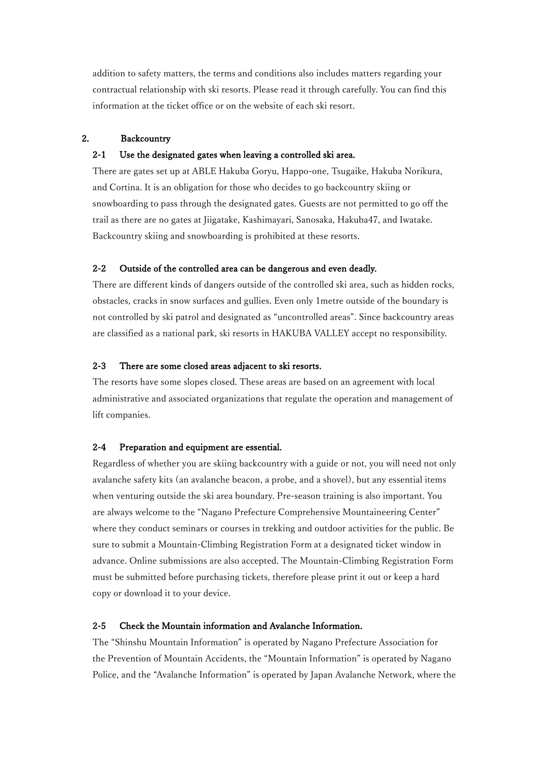addition to safety matters, the terms and conditions also includes matters regarding your contractual relationship with ski resorts. Please read it through carefully. You can find this information at the ticket office or on the website of each ski resort.

## 2. Backcountry

### 2-1 Use the designated gates when leaving a controlled ski area.

There are gates set up at ABLE Hakuba Goryu, Happo-one, Tsugaike, Hakuba Norikura, and Cortina. It is an obligation for those who decides to go backcountry skiing or snowboarding to pass through the designated gates. Guests are not permitted to go off the trail as there are no gates at Jiigatake, Kashimayari, Sanosaka, Hakuba47, and Iwatake. Backcountry skiing and snowboarding is prohibited at these resorts.

### 2-2 Outside of the controlled area can be dangerous and even deadly.

There are different kinds of dangers outside of the controlled ski area, such as hidden rocks, obstacles, cracks in snow surfaces and gullies. Even only 1metre outside of the boundary is not controlled by ski patrol and designated as "uncontrolled areas". Since backcountry areas are classified as a national park, ski resorts in HAKUBA VALLEY accept no responsibility.

### 2-3 There are some closed areas adjacent to ski resorts.

The resorts have some slopes closed. These areas are based on an agreement with local administrative and associated organizations that regulate the operation and management of lift companies.

### 2-4 Preparation and equipment are essential.

Regardless of whether you are skiing backcountry with a guide or not, you will need not only avalanche safety kits (an avalanche beacon, a probe, and a shovel), but any essential items when venturing outside the ski area boundary. Pre-season training is also important. You are always welcome to the "Nagano Prefecture Comprehensive Mountaineering Center" where they conduct seminars or courses in trekking and outdoor activities for the public. Be sure to submit a Mountain-Climbing Registration Form at a designated ticket window in advance. Online submissions are also accepted. The Mountain-Climbing Registration Form must be submitted before purchasing tickets, therefore please print it out or keep a hard copy or download it to your device.

### 2-5 Check the Mountain information and Avalanche Information.

The "Shinshu Mountain Information" is operated by Nagano Prefecture Association for the Prevention of Mountain Accidents, the "Mountain Information" is operated by Nagano Police, and the "Avalanche Information" is operated by Japan Avalanche Network, where the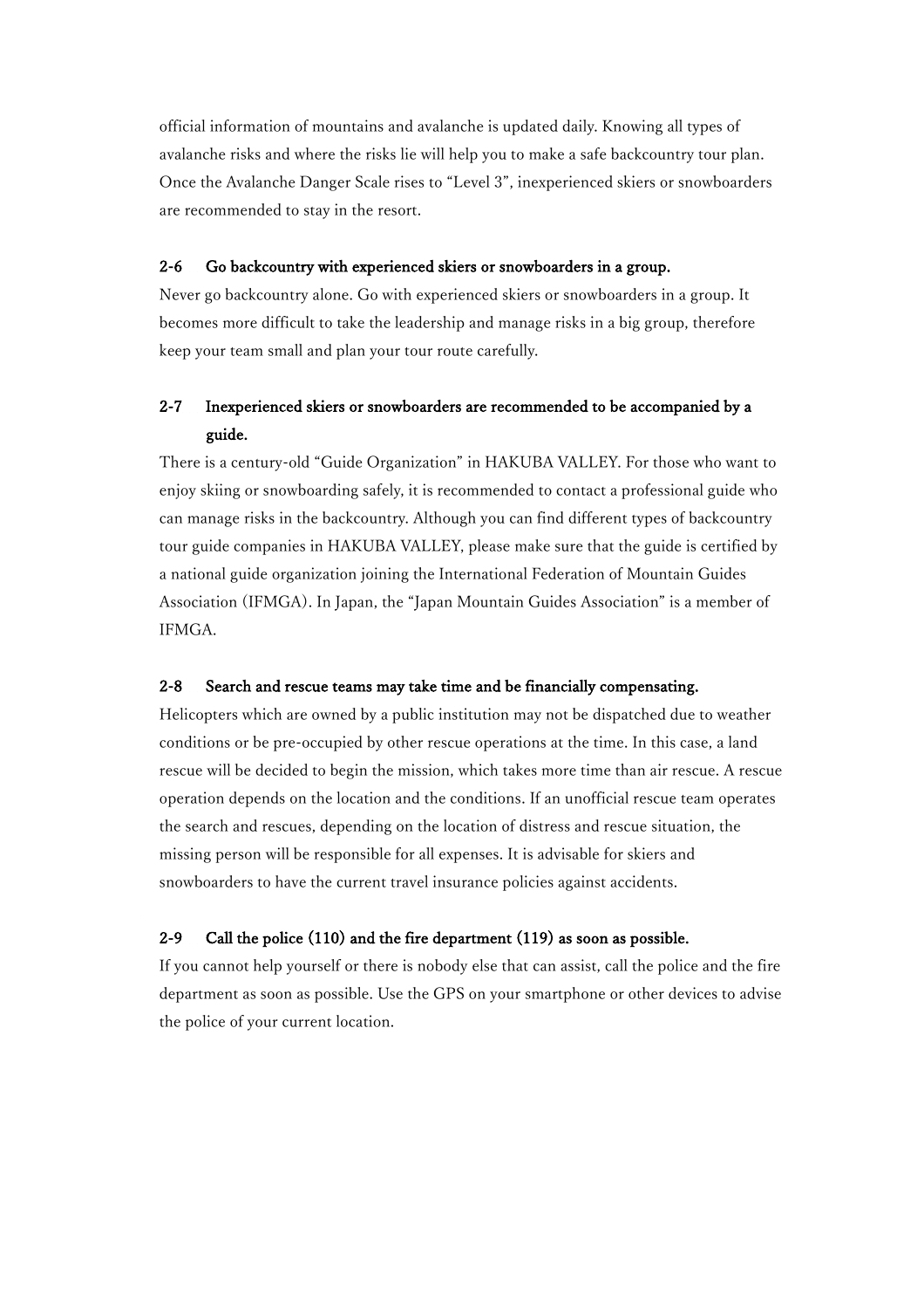official information of mountains and avalanche is updated daily. Knowing all types of avalanche risks and where the risks lie will help you to make a safe backcountry tour plan. Once the Avalanche Danger Scale rises to “Level 3”, inexperienced skiers or snowboarders are recommended to stay in the resort.

### 2-6 Go backcountry with experienced skiers or snowboarders in a group.

Never go backcountry alone. Go with experienced skiers or snowboarders in a group. It becomes more difficult to take the leadership and manage risks in a big group, therefore keep your team small and plan your tour route carefully.

### 2-7 Inexperienced skiers or snowboarders are recommended to be accompanied by a guide.

There is a century-old “Guide Organization” in HAKUBA VALLEY. For those who want to enjoy skiing or snowboarding safely, it is recommended to contact a professional guide who can manage risks in the backcountry. Although you can find different types of backcountry tour guide companies in HAKUBA VALLEY, please make sure that the guide is certified by a national guide organization joining the International Federation of Mountain Guides Association (IFMGA). In Japan, the “Japan Mountain Guides Association” is a member of IFMGA.

### 2-8 Search and rescue teams may take time and be financially compensating.

Helicopters which are owned by a public institution may not be dispatched due to weather conditions or be pre-occupied by other rescue operations at the time. In this case, a land rescue will be decided to begin the mission, which takes more time than air rescue. A rescue operation depends on the location and the conditions. If an unofficial rescue team operates the search and rescues, depending on the location of distress and rescue situation, the missing person will be responsible for all expenses. It is advisable for skiers and snowboarders to have the current travel insurance policies against accidents.

### 2-9 Call the police (110) and the fire department (119) as soon as possible.

If you cannot help yourself or there is nobody else that can assist, call the police and the fire department as soon as possible. Use the GPS on your smartphone or other devices to advise the police of your current location.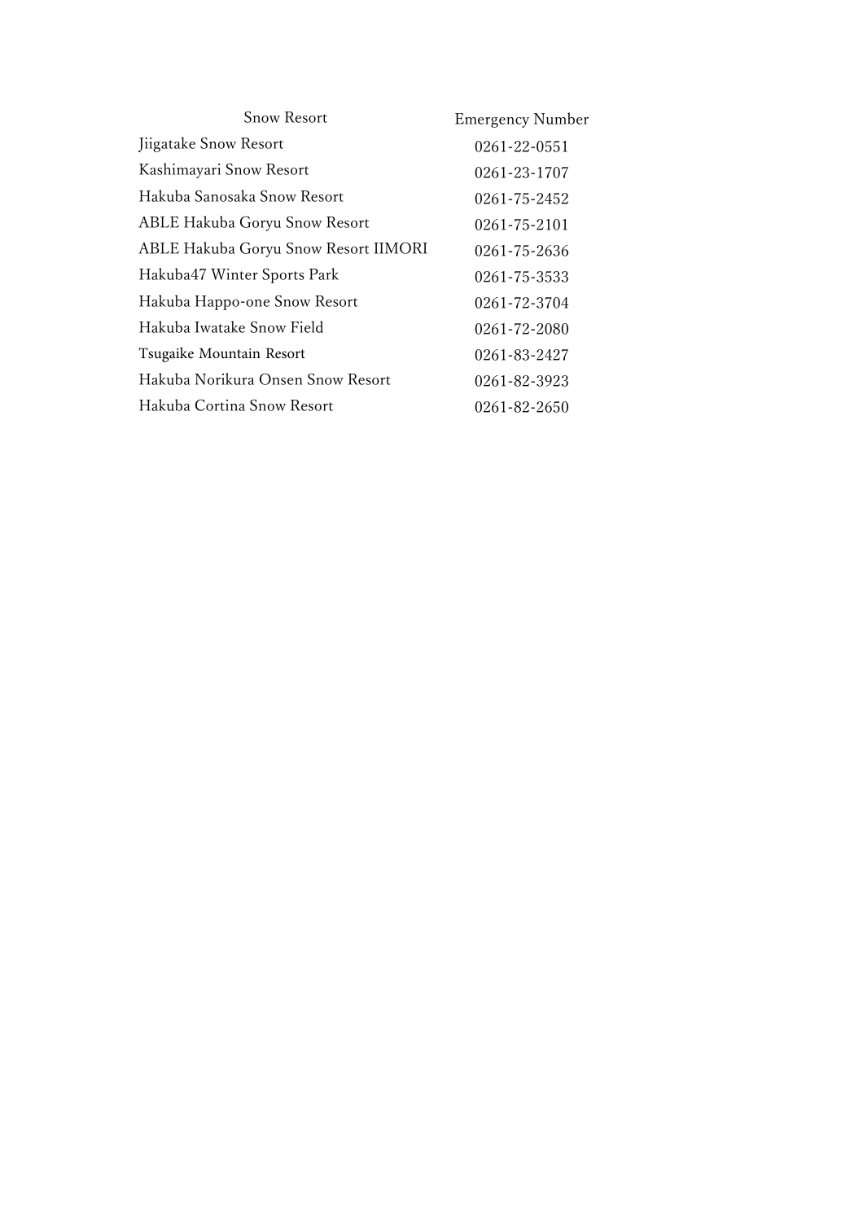| Snow Resort | Emergency Number |
| --- | --- |
| Jiigatake Snow Resort | 0261-22-0551 |
| Kashimayari Snow Resort | 0261-23-1707 |
| Hakuba Sanosaka Snow Resort | 0261-75-2452 |
| ABLE Hakuba Goryu Snow Resort | 0261-75-2101 |
| ABLE Hakuba Goryu Snow Resort IIMORI | 0261-75-2636 |
| Hakuba47 Winter Sports Park | 0261-75-3533 |
| Hakuba Happo-one Snow Resort | 0261-72-3704 |
| Hakuba Iwatake Snow Field | 0261-72-2080 |
| Tsugaike Mountain Resort | 0261-83-2427 |
| Hakuba Norikura Onsen Snow Resort | 0261-82-3923 |
| Hakuba Cortina Snow Resort | 0261-82-2650 |